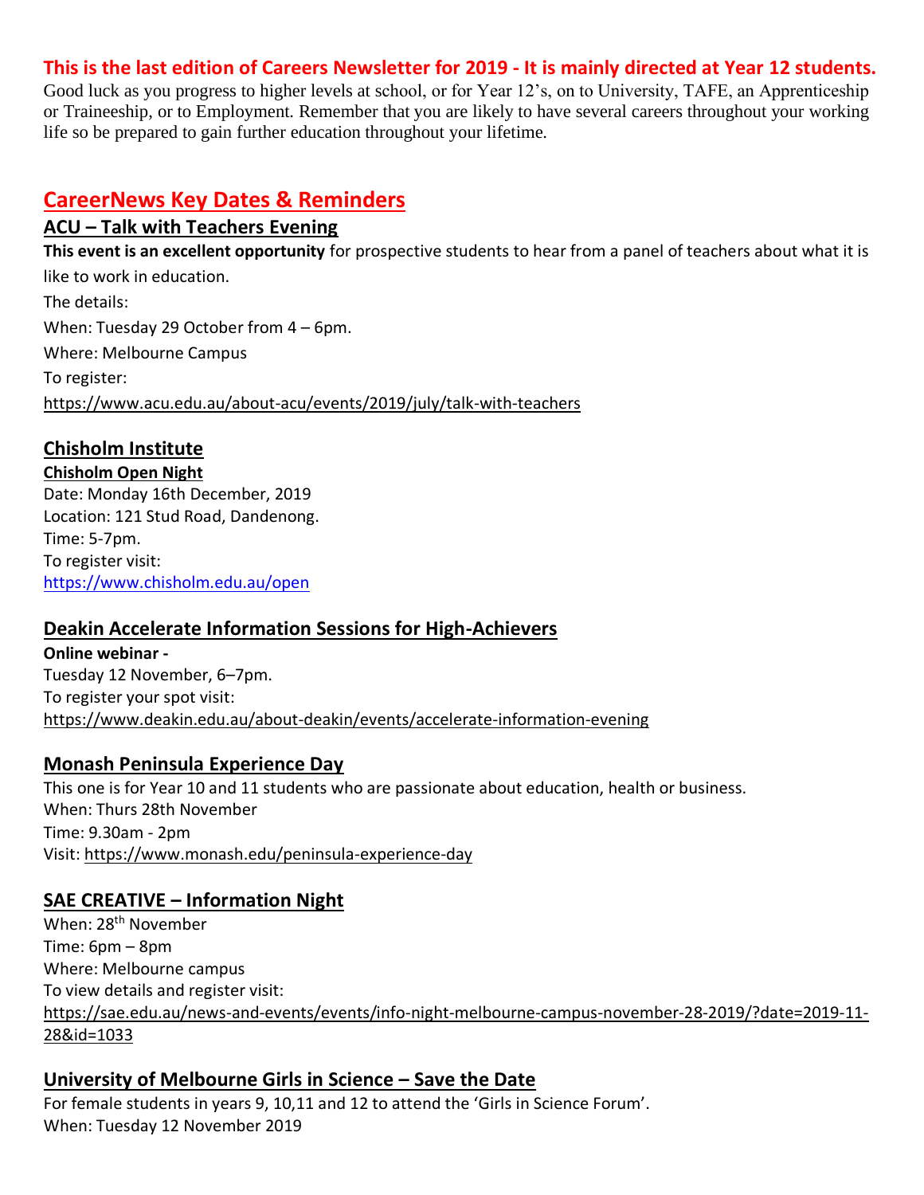**This is the last edition of Careers Newsletter for 2019 - It is mainly directed at Year 12 students.**

Good luck as you progress to higher levels at school, or for Year 12's, on to University, TAFE, an Apprenticeship or Traineeship, or to Employment. Remember that you are likely to have several careers throughout your working life so be prepared to gain further education throughout your lifetime.

## CareerNews Key Dates & Reminders

### ACU – Talk with Teachers Evening

**This event is an excellent opportunity** for prospective students to hear from a panel of teachers about what it is like to work in education.

The details:

When: Tuesday 29 October from 4 – 6pm.

Where: Melbourne Campus

To register:

https://www.acu.edu.au/about-acu/events/2019/july/talk-with-teachers

### Chisholm Institute

**Chisholm Open Night**

Date: Monday 16th December, 2019
Location: 121 Stud Road, Dandenong.
Time: 5-7pm.
To register visit:
https://www.chisholm.edu.au/open

### Deakin Accelerate Information Sessions for High-Achievers

**Online webinar -**
Tuesday 12 November, 6–7pm.
To register your spot visit:
https://www.deakin.edu.au/about-deakin/events/accelerate-information-evening

### Monash Peninsula Experience Day

This one is for Year 10 and 11 students who are passionate about education, health or business.
When: Thurs 28th November
Time: 9.30am - 2pm
Visit: https://www.monash.edu/peninsula-experience-day

### SAE CREATIVE – Information Night

When: 28th November
Time: 6pm – 8pm
Where: Melbourne campus
To view details and register visit:
https://sae.edu.au/news-and-events/events/info-night-melbourne-campus-november-28-2019/?date=2019-11-28&id=1033

### University of Melbourne Girls in Science – Save the Date

For female students in years 9, 10,11 and 12 to attend the 'Girls in Science Forum'.
When: Tuesday 12 November 2019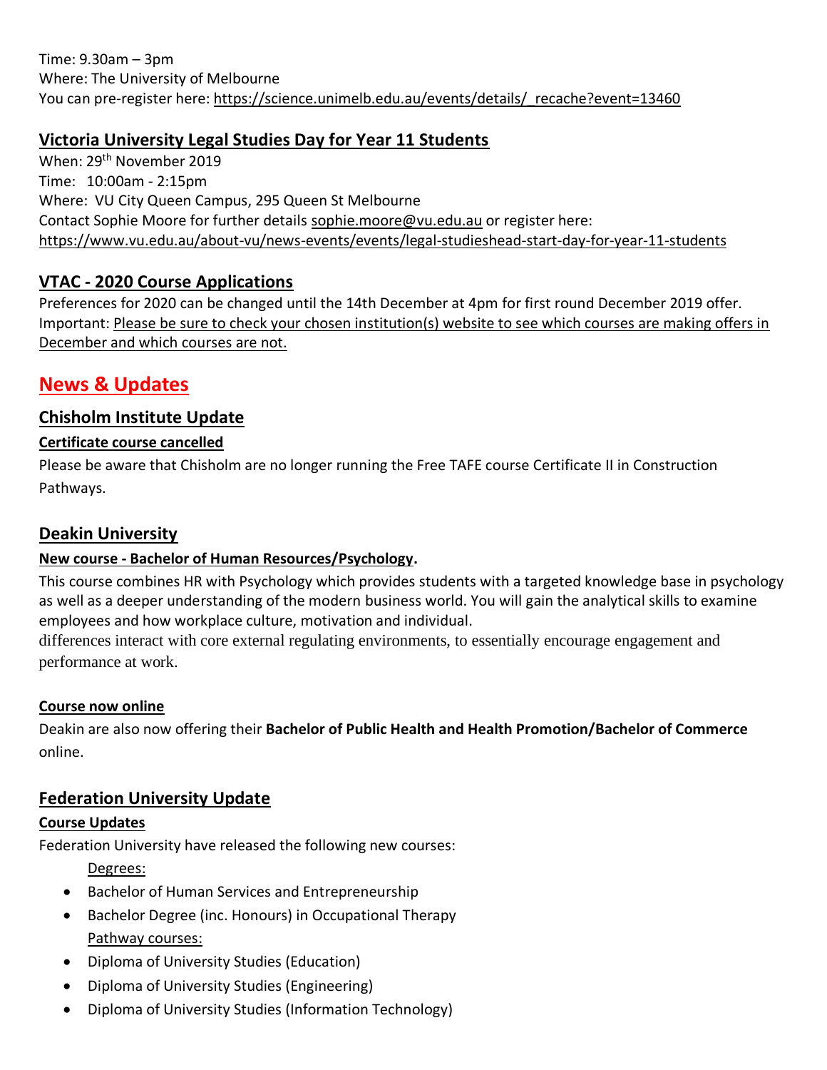Time: 9.30am – 3pm
Where: The University of Melbourne
You can pre-register here: https://science.unimelb.edu.au/events/details/_recache?event=13460

## Victoria University Legal Studies Day for Year 11 Students

When: 29th November 2019
Time: 10:00am - 2:15pm
Where: VU City Queen Campus, 295 Queen St Melbourne
Contact Sophie Moore for further details sophie.moore@vu.edu.au or register here:
https://www.vu.edu.au/about-vu/news-events/events/legal-studieshead-start-day-for-year-11-students

## VTAC - 2020 Course Applications

Preferences for 2020 can be changed until the 14th December at 4pm for first round December 2019 offer.
Important: Please be sure to check your chosen institution(s) website to see which courses are making offers in December and which courses are not.

# News & Updates

## Chisholm Institute Update

### Certificate course cancelled

Please be aware that Chisholm are no longer running the Free TAFE course Certificate II in Construction Pathways.

## Deakin University

### New course - Bachelor of Human Resources/Psychology.

This course combines HR with Psychology which provides students with a targeted knowledge base in psychology as well as a deeper understanding of the modern business world. You will gain the analytical skills to examine employees and how workplace culture, motivation and individual.
differences interact with core external regulating environments, to essentially encourage engagement and performance at work.

### Course now online

Deakin are also now offering their **Bachelor of Public Health and Health Promotion/Bachelor of Commerce** online.

## Federation University Update

### Course Updates

Federation University have released the following new courses:

Degrees:

- Bachelor of Human Services and Entrepreneurship
- Bachelor Degree (inc. Honours) in Occupational Therapy

Pathway courses:

- Diploma of University Studies (Education)
- Diploma of University Studies (Engineering)
- Diploma of University Studies (Information Technology)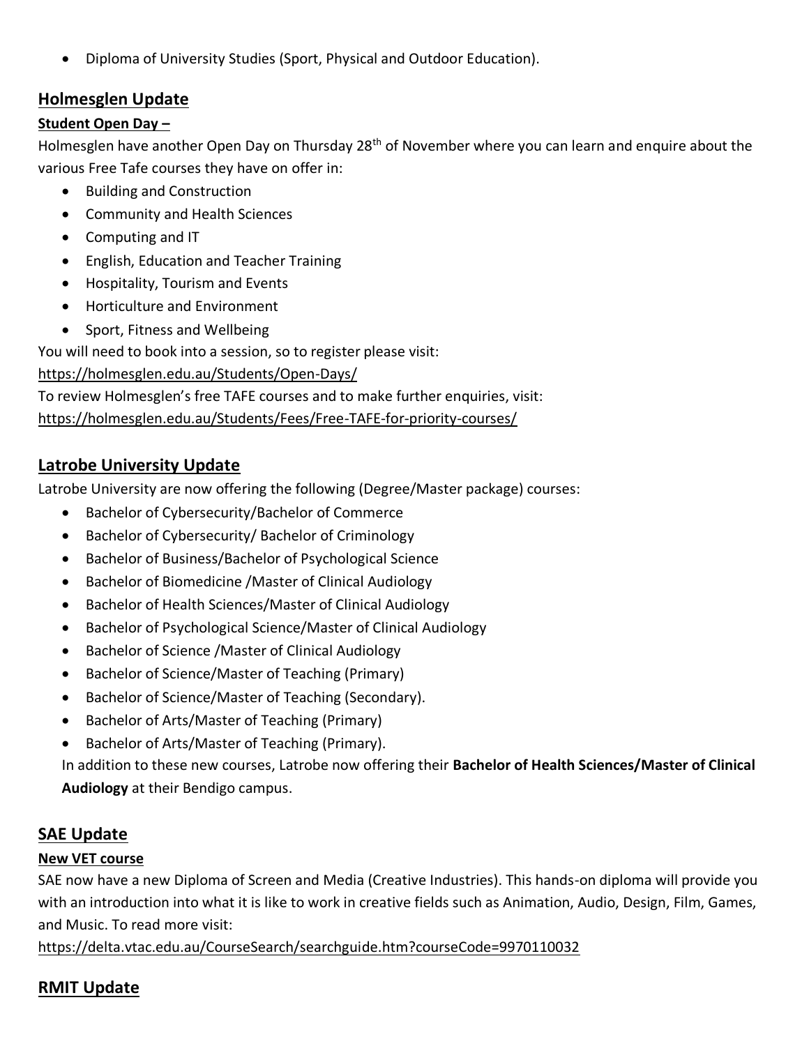- Diploma of University Studies (Sport, Physical and Outdoor Education).

## Holmesglen Update

### Student Open Day –

Holmesglen have another Open Day on Thursday 28th of November where you can learn and enquire about the various Free Tafe courses they have on offer in:

- Building and Construction
- Community and Health Sciences
- Computing and IT
- English, Education and Teacher Training
- Hospitality, Tourism and Events
- Horticulture and Environment
- Sport, Fitness and Wellbeing

You will need to book into a session, so to register please visit:
https://holmesglen.edu.au/Students/Open-Days/
To review Holmesglen's free TAFE courses and to make further enquiries, visit:
https://holmesglen.edu.au/Students/Fees/Free-TAFE-for-priority-courses/

## Latrobe University Update

Latrobe University are now offering the following (Degree/Master package) courses:

- Bachelor of Cybersecurity/Bachelor of Commerce
- Bachelor of Cybersecurity/ Bachelor of Criminology
- Bachelor of Business/Bachelor of Psychological Science
- Bachelor of Biomedicine /Master of Clinical Audiology
- Bachelor of Health Sciences/Master of Clinical Audiology
- Bachelor of Psychological Science/Master of Clinical Audiology
- Bachelor of Science /Master of Clinical Audiology
- Bachelor of Science/Master of Teaching (Primary)
- Bachelor of Science/Master of Teaching (Secondary).
- Bachelor of Arts/Master of Teaching (Primary)
- Bachelor of Arts/Master of Teaching (Primary).

In addition to these new courses, Latrobe now offering their **Bachelor of Health Sciences/Master of Clinical Audiology** at their Bendigo campus.

## SAE Update

### New VET course

SAE now have a new Diploma of Screen and Media (Creative Industries). This hands-on diploma will provide you with an introduction into what it is like to work in creative fields such as Animation, Audio, Design, Film, Games, and Music. To read more visit:
https://delta.vtac.edu.au/CourseSearch/searchguide.htm?courseCode=9970110032

## RMIT Update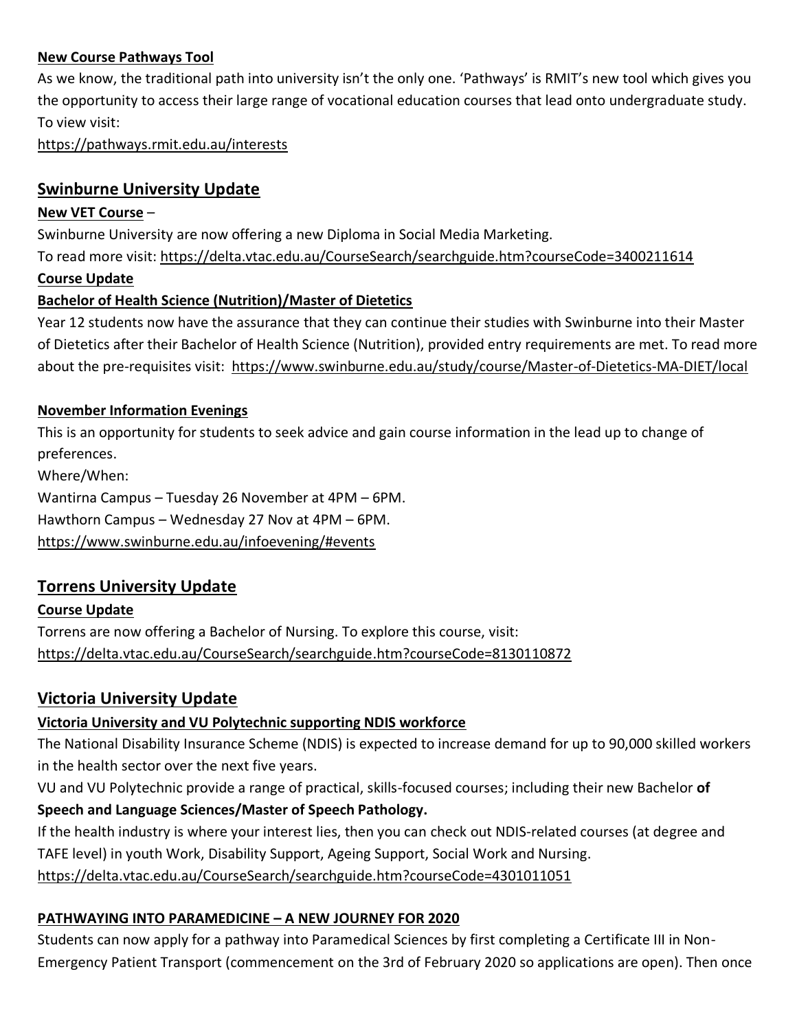**New Course Pathways Tool**

As we know, the traditional path into university isn't the only one. 'Pathways' is RMIT's new tool which gives you the opportunity to access their large range of vocational education courses that lead onto undergraduate study. To view visit:

https://pathways.rmit.edu.au/interests

## Swinburne University Update

**New VET Course** –

Swinburne University are now offering a new Diploma in Social Media Marketing.

To read more visit: https://delta.vtac.edu.au/CourseSearch/searchguide.htm?courseCode=3400211614

**Course Update**

**Bachelor of Health Science (Nutrition)/Master of Dietetics**

Year 12 students now have the assurance that they can continue their studies with Swinburne into their Master of Dietetics after their Bachelor of Health Science (Nutrition), provided entry requirements are met. To read more about the pre-requisites visit: https://www.swinburne.edu.au/study/course/Master-of-Dietetics-MA-DIET/local

**November Information Evenings**

This is an opportunity for students to seek advice and gain course information in the lead up to change of preferences.

Where/When:

Wantirna Campus – Tuesday 26 November at 4PM – 6PM.

Hawthorn Campus – Wednesday 27 Nov at 4PM – 6PM.

https://www.swinburne.edu.au/infoevening/#events

## Torrens University Update

**Course Update**

Torrens are now offering a Bachelor of Nursing. To explore this course, visit:

https://delta.vtac.edu.au/CourseSearch/searchguide.htm?courseCode=8130110872

## Victoria University Update

**Victoria University and VU Polytechnic supporting NDIS workforce**

The National Disability Insurance Scheme (NDIS) is expected to increase demand for up to 90,000 skilled workers in the health sector over the next five years.

VU and VU Polytechnic provide a range of practical, skills-focused courses; including their new Bachelor **of Speech and Language Sciences/Master of Speech Pathology.**

If the health industry is where your interest lies, then you can check out NDIS-related courses (at degree and TAFE level) in youth Work, Disability Support, Ageing Support, Social Work and Nursing.

https://delta.vtac.edu.au/CourseSearch/searchguide.htm?courseCode=4301011051

**PATHWAYING INTO PARAMEDICINE – A NEW JOURNEY FOR 2020**

Students can now apply for a pathway into Paramedical Sciences by first completing a Certificate III in Non-Emergency Patient Transport (commencement on the 3rd of February 2020 so applications are open). Then once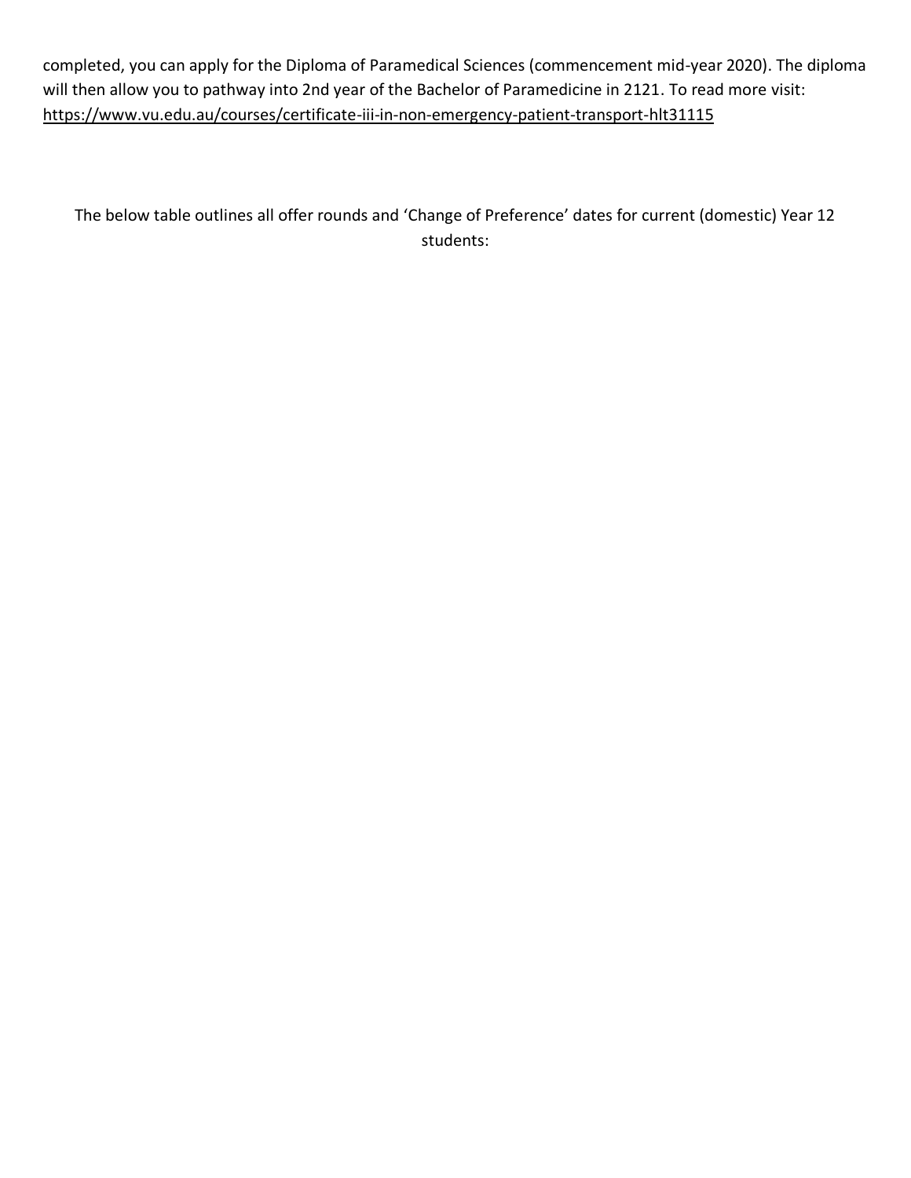completed, you can apply for the Diploma of Paramedical Sciences (commencement mid-year 2020). The diploma will then allow you to pathway into 2nd year of the Bachelor of Paramedicine in 2121. To read more visit: https://www.vu.edu.au/courses/certificate-iii-in-non-emergency-patient-transport-hlt31115

The below table outlines all offer rounds and 'Change of Preference' dates for current (domestic) Year 12 students: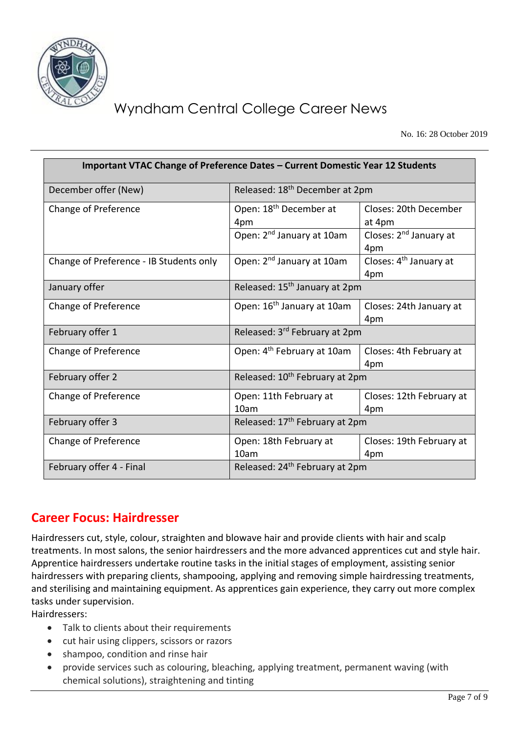# Wyndham Central College Career News

No. 16: 28 October 2019

| Important VTAC Change of Preference Dates – Current Domestic Year 12 Students | | |
|---|---|---|
| December offer (New) | Released: 18th December at 2pm | |
| Change of Preference | Open: 18th December at 4pm | Closes: 20th December at 4pm |
| | Open: 2nd January at 10am | Closes: 2nd January at 4pm |
| Change of Preference - IB Students only | Open: 2nd January at 10am | Closes: 4th January at 4pm |
| January offer | Released: 15th January at 2pm | |
| Change of Preference | Open: 16th January at 10am | Closes: 24th January at 4pm |
| February offer 1 | Released: 3rd February at 2pm | |
| Change of Preference | Open: 4th February at 10am | Closes: 4th February at 4pm |
| February offer 2 | Released: 10th February at 2pm | |
| Change of Preference | Open: 11th February at 10am | Closes: 12th February at 4pm |
| February offer 3 | Released: 17th February at 2pm | |
| Change of Preference | Open: 18th February at 10am | Closes: 19th February at 4pm |
| February offer 4 - Final | Released: 24th February at 2pm | |

## Career Focus: Hairdresser

Hairdressers cut, style, colour, straighten and blowave hair and provide clients with hair and scalp treatments. In most salons, the senior hairdressers and the more advanced apprentices cut and style hair. Apprentice hairdressers undertake routine tasks in the initial stages of employment, assisting senior hairdressers with preparing clients, shampooing, applying and removing simple hairdressing treatments, and sterilising and maintaining equipment. As apprentices gain experience, they carry out more complex tasks under supervision.

Hairdressers:

- Talk to clients about their requirements
- cut hair using clippers, scissors or razors
- shampoo, condition and rinse hair
- provide services such as colouring, bleaching, applying treatment, permanent waving (with chemical solutions), straightening and tinting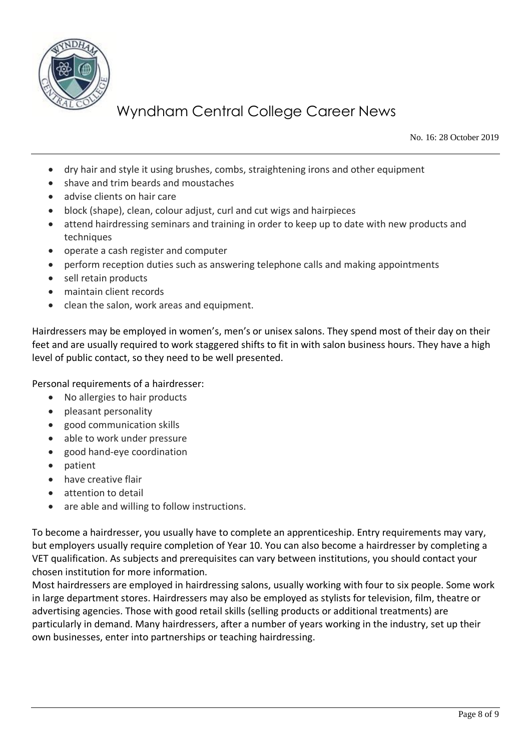- dry hair and style it using brushes, combs, straightening irons and other equipment
- shave and trim beards and moustaches
- advise clients on hair care
- block (shape), clean, colour adjust, curl and cut wigs and hairpieces
- attend hairdressing seminars and training in order to keep up to date with new products and techniques
- operate a cash register and computer
- perform reception duties such as answering telephone calls and making appointments
- sell retain products
- maintain client records
- clean the salon, work areas and equipment.

Hairdressers may be employed in women's, men's or unisex salons. They spend most of their day on their feet and are usually required to work staggered shifts to fit in with salon business hours. They have a high level of public contact, so they need to be well presented.

Personal requirements of a hairdresser:

- No allergies to hair products
- pleasant personality
- good communication skills
- able to work under pressure
- good hand-eye coordination
- patient
- have creative flair
- attention to detail
- are able and willing to follow instructions.

To become a hairdresser, you usually have to complete an apprenticeship. Entry requirements may vary, but employers usually require completion of Year 10. You can also become a hairdresser by completing a VET qualification. As subjects and prerequisites can vary between institutions, you should contact your chosen institution for more information.

Most hairdressers are employed in hairdressing salons, usually working with four to six people. Some work in large department stores. Hairdressers may also be employed as stylists for television, film, theatre or advertising agencies. Those with good retail skills (selling products or additional treatments) are particularly in demand. Many hairdressers, after a number of years working in the industry, set up their own businesses, enter into partnerships or teaching hairdressing.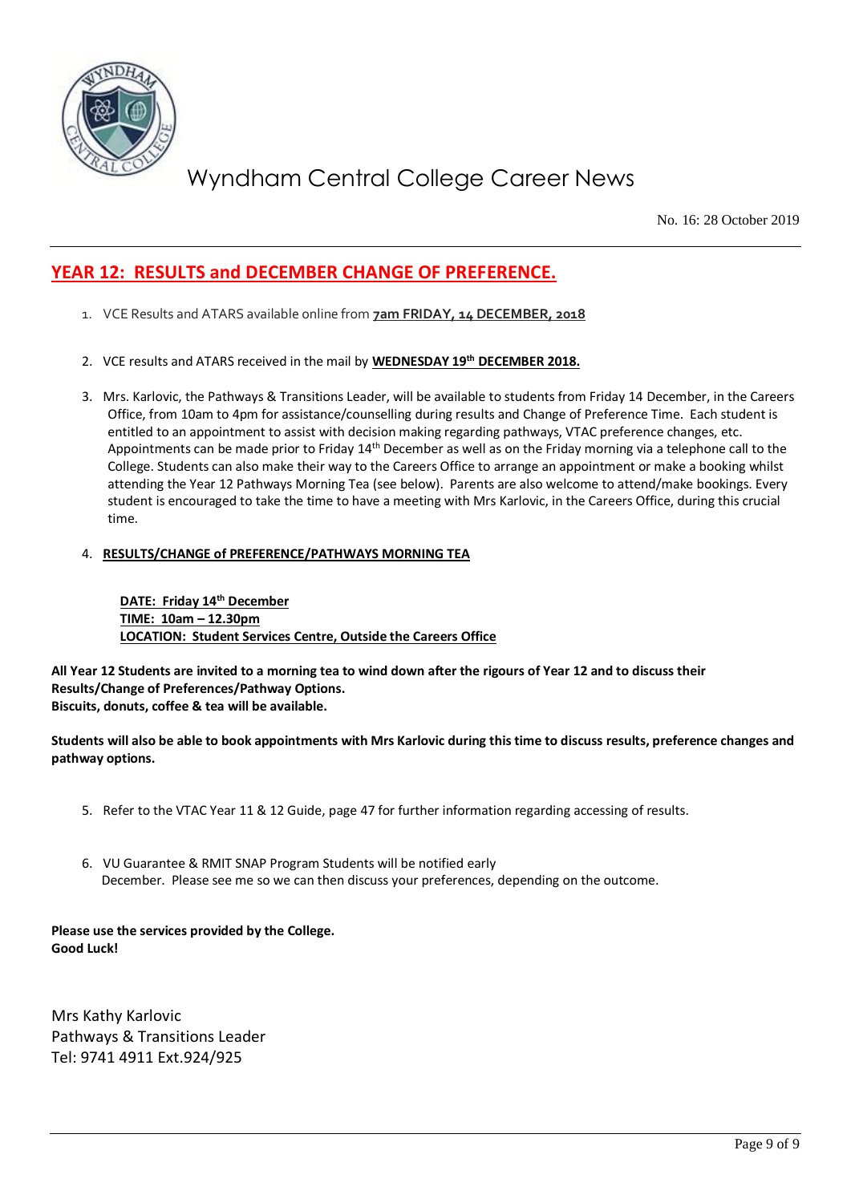# Wyndham Central College Career News

No. 16: 28 October 2019

## YEAR 12: RESULTS and DECEMBER CHANGE OF PREFERENCE.

1. VCE Results and ATARS available online from **7am FRIDAY, 14 DECEMBER, 2018**

2. VCE results and ATARS received in the mail by **WEDNESDAY 19th DECEMBER 2018.**

3. Mrs. Karlovic, the Pathways & Transitions Leader, will be available to students from Friday 14 December, in the Careers Office, from 10am to 4pm for assistance/counselling during results and Change of Preference Time. Each student is entitled to an appointment to assist with decision making regarding pathways, VTAC preference changes, etc. Appointments can be made prior to Friday 14th December as well as on the Friday morning via a telephone call to the College. Students can also make their way to the Careers Office to arrange an appointment or make a booking whilst attending the Year 12 Pathways Morning Tea (see below). Parents are also welcome to attend/make bookings. Every student is encouraged to take the time to have a meeting with Mrs Karlovic, in the Careers Office, during this crucial time.

4. **RESULTS/CHANGE of PREFERENCE/PATHWAYS MORNING TEA**

   **DATE: Friday 14th December**
   **TIME: 10am – 12.30pm**
   **LOCATION: Student Services Centre, Outside the Careers Office**

**All Year 12 Students are invited to a morning tea to wind down after the rigours of Year 12 and to discuss their Results/Change of Preferences/Pathway Options.**
**Biscuits, donuts, coffee & tea will be available.**

**Students will also be able to book appointments with Mrs Karlovic during this time to discuss results, preference changes and pathway options.**

5. Refer to the VTAC Year 11 & 12 Guide, page 47 for further information regarding accessing of results.

6. VU Guarantee & RMIT SNAP Program Students will be notified early December. Please see me so we can then discuss your preferences, depending on the outcome.

**Please use the services provided by the College.**
**Good Luck!**

Mrs Kathy Karlovic
Pathways & Transitions Leader
Tel: 9741 4911 Ext.924/925